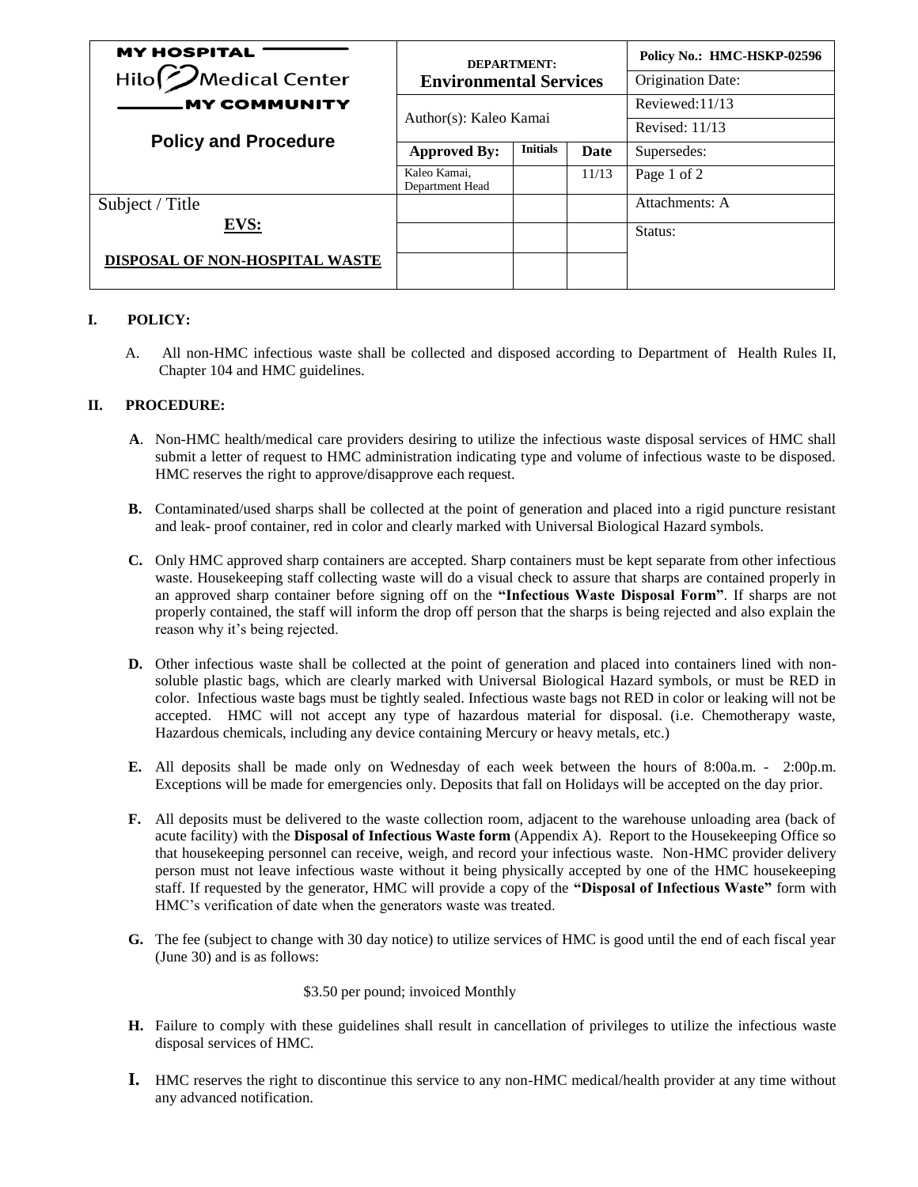| MY HOSPITAL Hilo Medical Center MY COMMUNITY **Policy and Procedure** | **DEPARTMENT: Environmental Services** | | | **Policy No.: HMC-HSKP-02596** |
|---|---|---|---|---|
| | | | | Origination Date: |
| | Author(s): Kaleo Kamai | | | Reviewed:11/13 |
| | | | | Revised: 11/13 |
| | **Approved By:** | **Initials** | **Date** | Supersedes: |
| | Kaleo Kamai, Department Head | | 11/13 | Page 1 of 2 |
| Subject / Title **EVS:** **DISPOSAL OF NON-HOSPITAL WASTE** | | | | Attachments: A |
| | | | | Status: |
| | | | | |

## I. POLICY:

A. All non-HMC infectious waste shall be collected and disposed according to Department of Health Rules II, Chapter 104 and HMC guidelines.

## II. PROCEDURE:

**A**. Non-HMC health/medical care providers desiring to utilize the infectious waste disposal services of HMC shall submit a letter of request to HMC administration indicating type and volume of infectious waste to be disposed. HMC reserves the right to approve/disapprove each request.

**B.** Contaminated/used sharps shall be collected at the point of generation and placed into a rigid puncture resistant and leak- proof container, red in color and clearly marked with Universal Biological Hazard symbols.

**C.** Only HMC approved sharp containers are accepted. Sharp containers must be kept separate from other infectious waste. Housekeeping staff collecting waste will do a visual check to assure that sharps are contained properly in an approved sharp container before signing off on the **"Infectious Waste Disposal Form"**. If sharps are not properly contained, the staff will inform the drop off person that the sharps is being rejected and also explain the reason why it's being rejected.

**D.** Other infectious waste shall be collected at the point of generation and placed into containers lined with non-soluble plastic bags, which are clearly marked with Universal Biological Hazard symbols, or must be RED in color. Infectious waste bags must be tightly sealed. Infectious waste bags not RED in color or leaking will not be accepted. HMC will not accept any type of hazardous material for disposal. (i.e. Chemotherapy waste, Hazardous chemicals, including any device containing Mercury or heavy metals, etc.)

**E.** All deposits shall be made only on Wednesday of each week between the hours of 8:00a.m. - 2:00p.m. Exceptions will be made for emergencies only. Deposits that fall on Holidays will be accepted on the day prior.

**F.** All deposits must be delivered to the waste collection room, adjacent to the warehouse unloading area (back of acute facility) with the **Disposal of Infectious Waste form** (Appendix A). Report to the Housekeeping Office so that housekeeping personnel can receive, weigh, and record your infectious waste. Non-HMC provider delivery person must not leave infectious waste without it being physically accepted by one of the HMC housekeeping staff. If requested by the generator, HMC will provide a copy of the **"Disposal of Infectious Waste"** form with HMC's verification of date when the generators waste was treated.

**G.** The fee (subject to change with 30 day notice) to utilize services of HMC is good until the end of each fiscal year (June 30) and is as follows:

$3.50 per pound; invoiced Monthly

**H.** Failure to comply with these guidelines shall result in cancellation of privileges to utilize the infectious waste disposal services of HMC.

**I.** HMC reserves the right to discontinue this service to any non-HMC medical/health provider at any time without any advanced notification.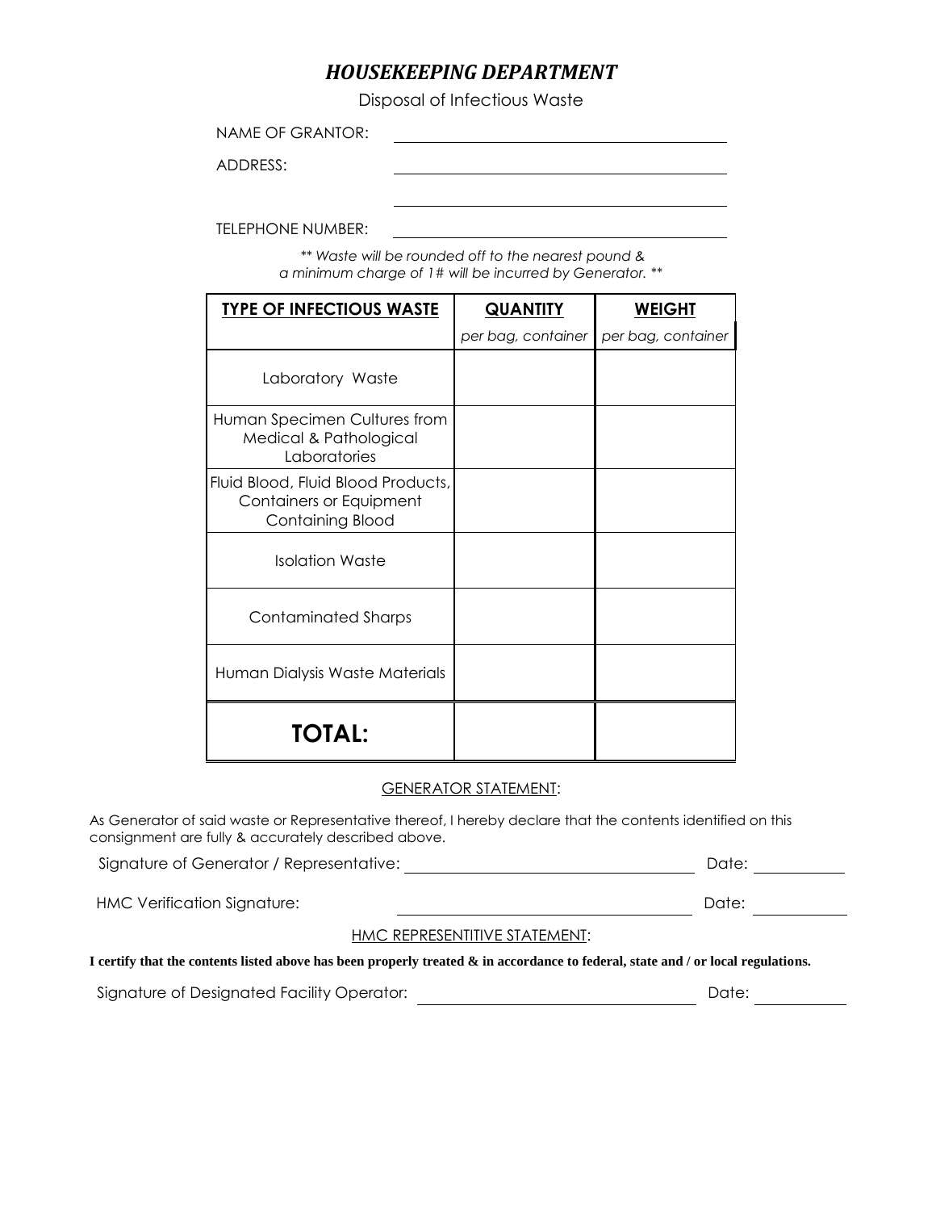# *HOUSEKEEPING DEPARTMENT*

Disposal of Infectious Waste

NAME OF GRANTOR: ______________________________

ADDRESS: ______________________________

______________________________

TELEPHONE NUMBER: ______________________________

*** Waste will be rounded off to the nearest pound & a minimum charge of 1# will be incurred by Generator. ***

| **TYPE OF INFECTIOUS WASTE** | **QUANTITY** | **WEIGHT** |
|---|---|---|
| | *per bag, container* | *per bag, container* |
| Laboratory Waste | | |
| Human Specimen Cultures from Medical & Pathological Laboratories | | |
| Fluid Blood, Fluid Blood Products, Containers or Equipment Containing Blood | | |
| Isolation Waste | | |
| Contaminated Sharps | | |
| Human Dialysis Waste Materials | | |
| **TOTAL:** | | |

GENERATOR STATEMENT:

As Generator of said waste or Representative thereof, I hereby declare that the contents identified on this consignment are fully & accurately described above.

Signature of Generator / Representative: ______________________________ Date: __________

HMC Verification Signature: ______________________________ Date: __________

HMC REPRESENTITIVE STATEMENT:

**I certify that the contents listed above has been properly treated & in accordance to federal, state and / or local regulations.**

Signature of Designated Facility Operator: ______________________________ Date: __________